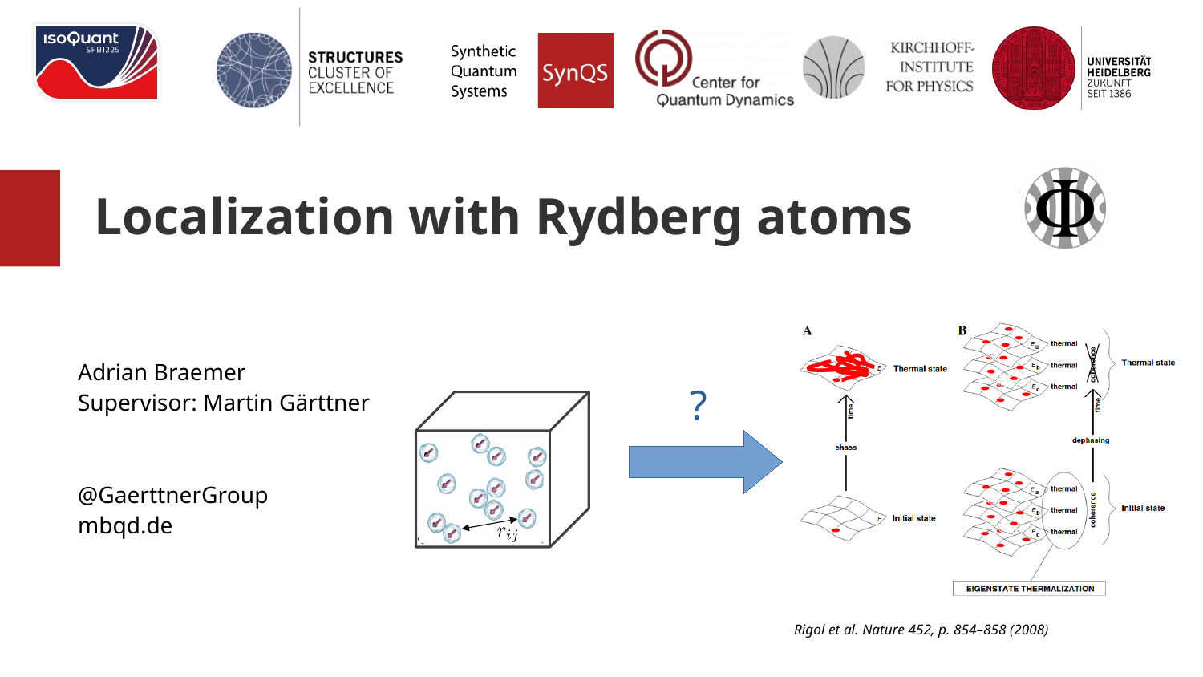# Localization with Rydberg atoms

Adrian Braemer
Supervisor: Martin Gärttner

@GaerttnerGroup
mbqd.de

*Rigol et al. Nature 452, p. 854–858 (2008)*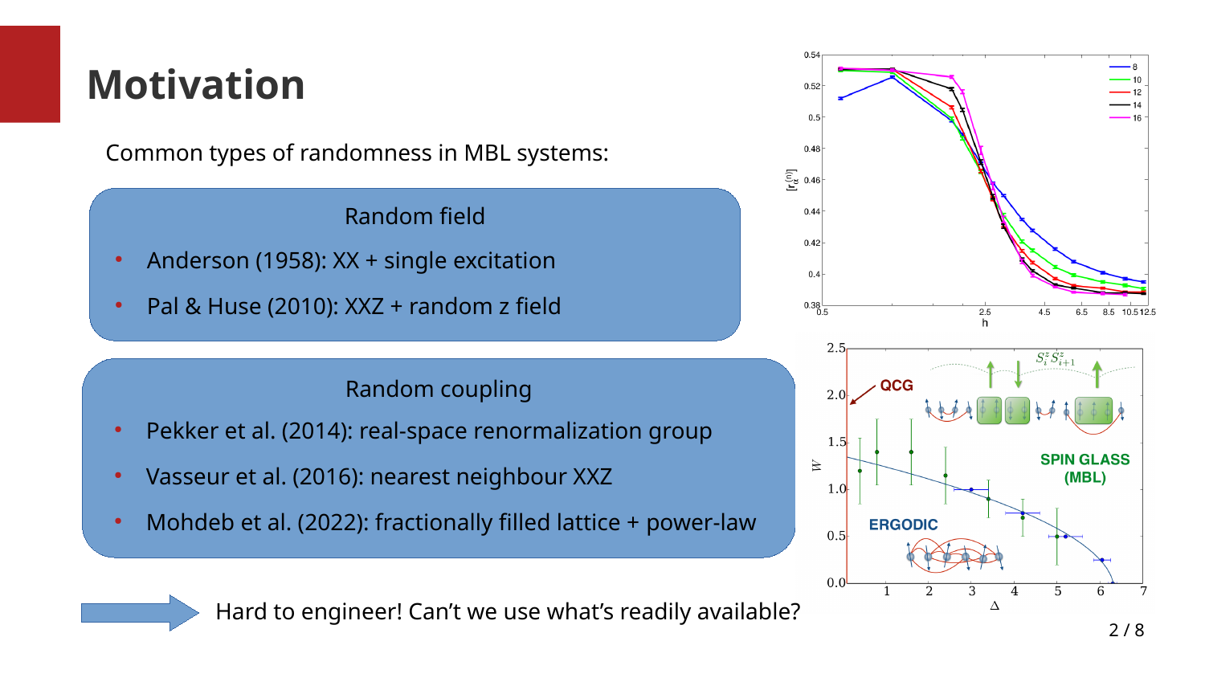# Motivation

Common types of randomness in MBL systems:

**Random field**

- Anderson (1958): XX + single excitation
- Pal & Huse (2010): XXZ + random z field

**Random coupling**

- Pekker et al. (2014): real-space renormalization group
- Vasseur et al. (2016): nearest neighbour XXZ
- Mohdeb et al. (2022): fractionally filled lattice + power-law

→ Hard to engineer! Can't we use what's readily available?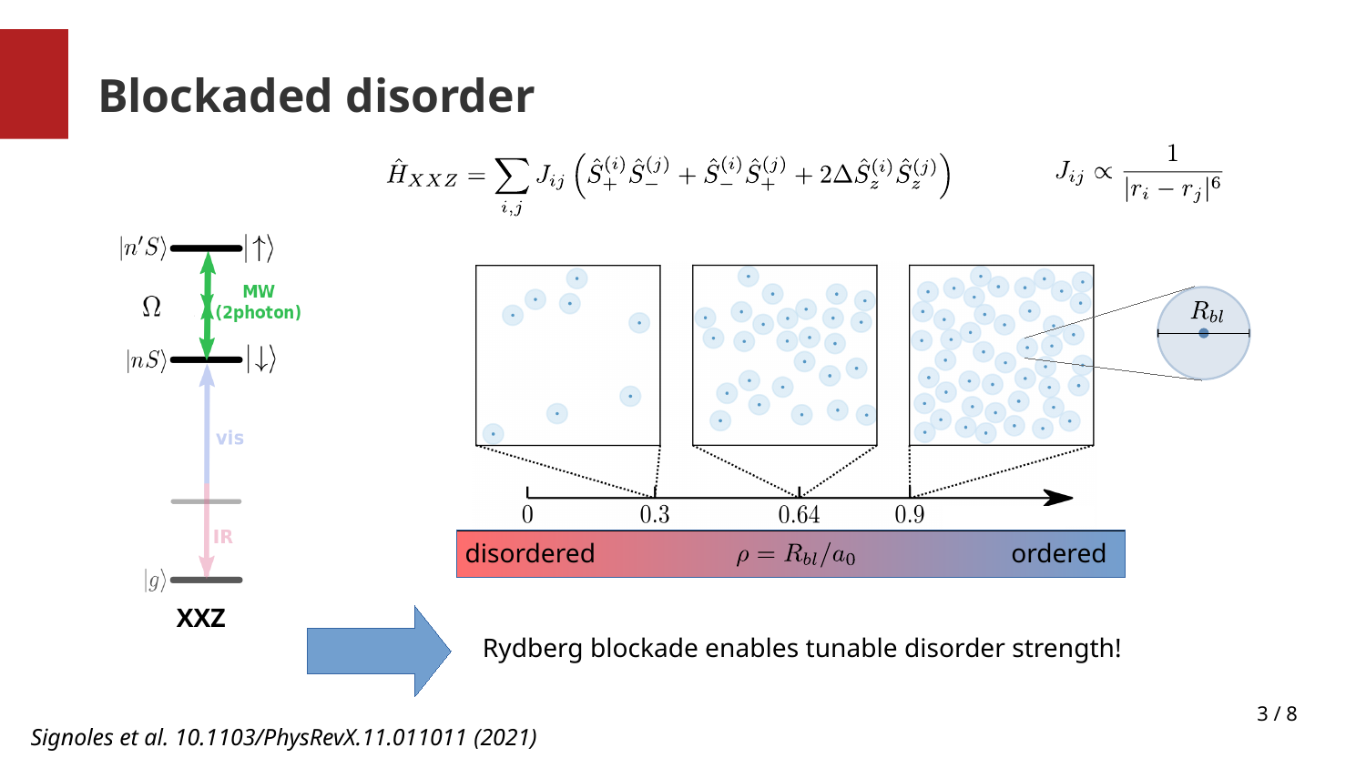# Blockaded disorder

$$\hat{H}_{XXZ} = \sum_{i,j} J_{ij} \left( \hat{S}_+^{(i)} \hat{S}_-^{(j)} + \hat{S}_-^{(i)} \hat{S}_+^{(j)} + 2\Delta \hat{S}_z^{(i)} \hat{S}_z^{(j)} \right) \qquad J_{ij} \propto \frac{1}{|r_i - r_j|^6}$$

$|n'S\rangle$ $|\uparrow\rangle$

$\Omega$ MW (2photon)

$|nS\rangle$ $|\downarrow\rangle$

vis

IR

$|g\rangle$

**XXZ**

$R_{bl}$

0 0.3 0.64 0.9

disordered $\rho = R_{bl}/a_0$ ordered

Rydberg blockade enables tunable disorder strength!

*Signoles et al. 10.1103/PhysRevX.11.011011 (2021)*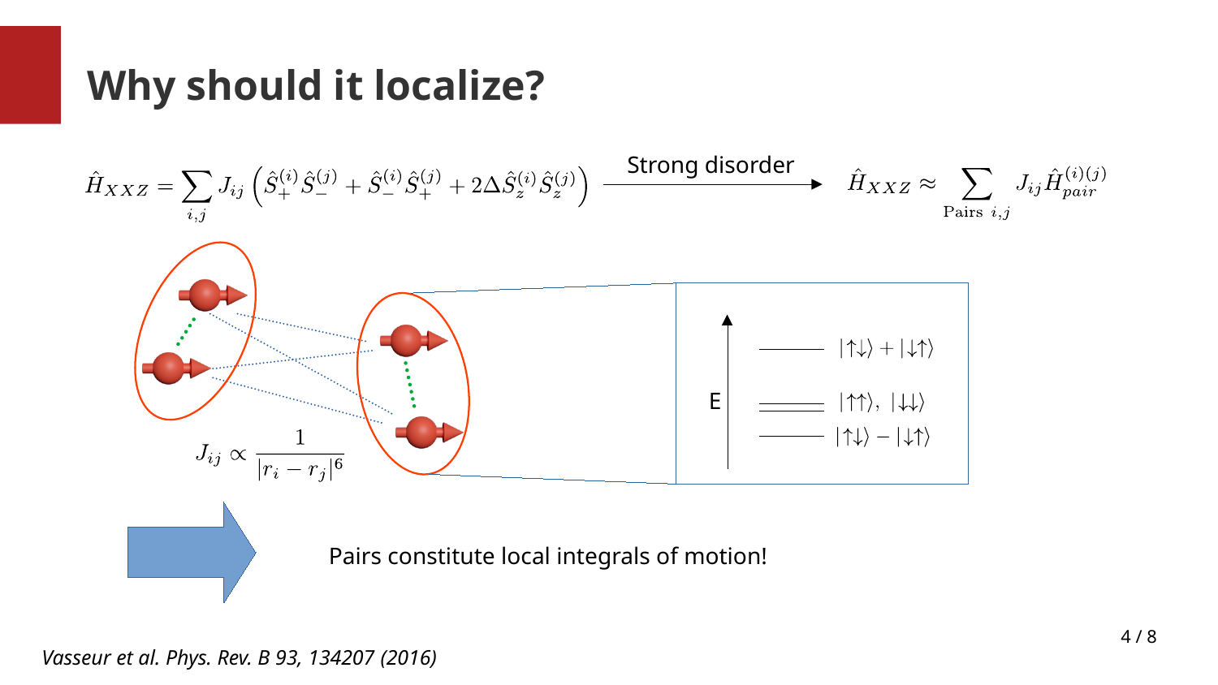# Why should it localize?

$$\hat{H}_{XXZ} = \sum_{i,j} J_{ij} \left( \hat{S}_+^{(i)} \hat{S}_-^{(j)} + \hat{S}_-^{(i)} \hat{S}_+^{(j)} + 2\Delta \hat{S}_z^{(i)} \hat{S}_z^{(j)} \right) \xrightarrow{\text{Strong disorder}} \hat{H}_{XXZ} \approx \sum_{\text{Pairs } i,j} J_{ij} \hat{H}_{pair}^{(i)(j)}$$

$$J_{ij} \propto \frac{1}{|r_i - r_j|^6}$$

E

$|\uparrow\downarrow\rangle + |\downarrow\uparrow\rangle$

$|\uparrow\uparrow\rangle,\ |\downarrow\downarrow\rangle$

$|\uparrow\downarrow\rangle - |\downarrow\uparrow\rangle$

Pairs constitute local integrals of motion!

*Vasseur et al. Phys. Rev. B 93, 134207 (2016)*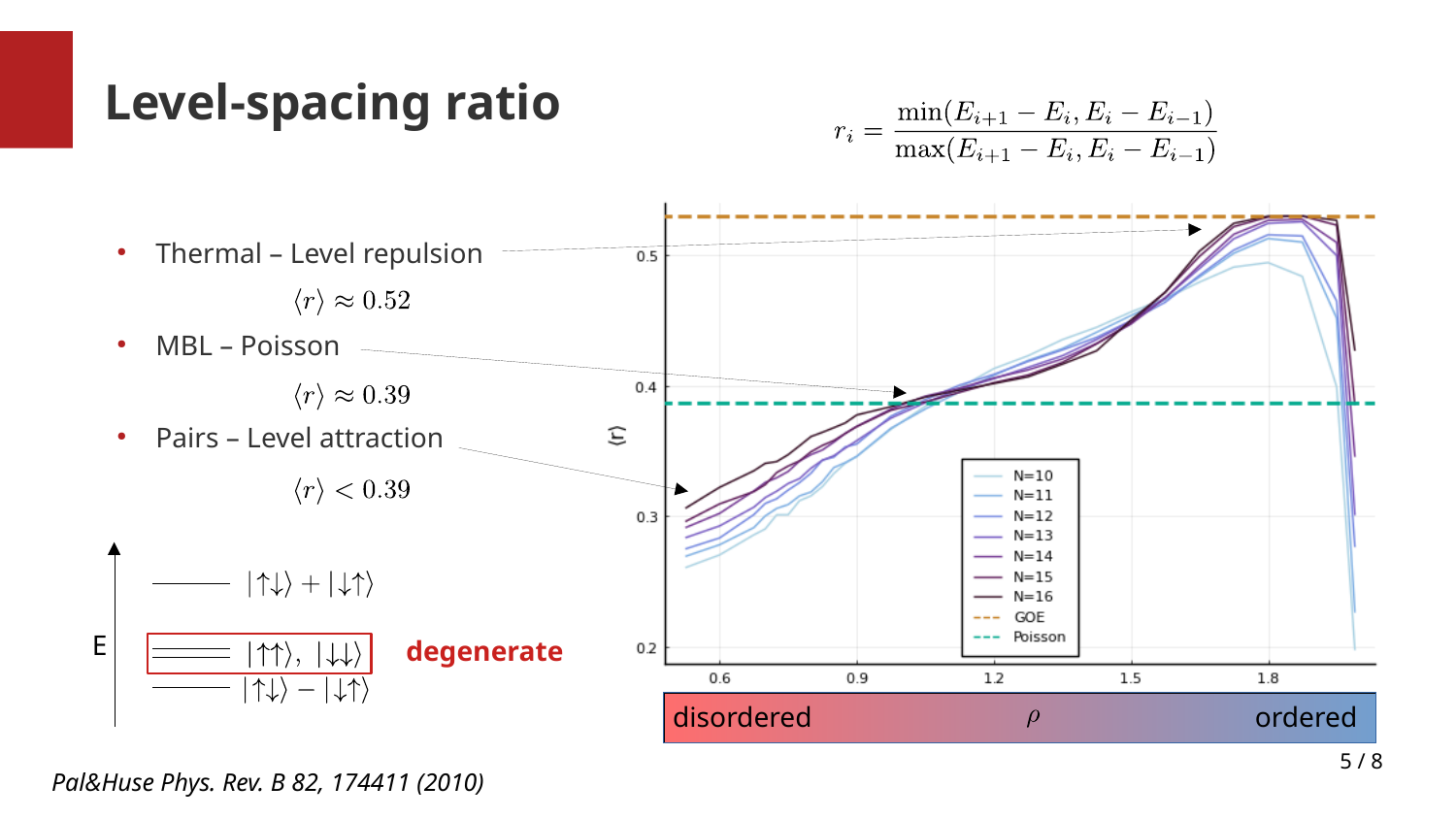# Level-spacing ratio

$$r_i = \frac{\min(E_{i+1} - E_i, E_i - E_{i-1})}{\max(E_{i+1} - E_i, E_i - E_{i-1})}$$

- Thermal – Level repulsion

  $\langle r \rangle \approx 0.52$

- MBL – Poisson

  $\langle r \rangle \approx 0.39$

- Pairs – Level attraction

  $\langle r \rangle < 0.39$

E

$|\uparrow\downarrow\rangle + |\downarrow\uparrow\rangle$

$|\uparrow\uparrow\rangle, \ |\downarrow\downarrow\rangle$ **degenerate**

$|\uparrow\downarrow\rangle - |\downarrow\uparrow\rangle$

disordered $\rho$ ordered

*Pal&Huse Phys. Rev. B 82, 174411 (2010)*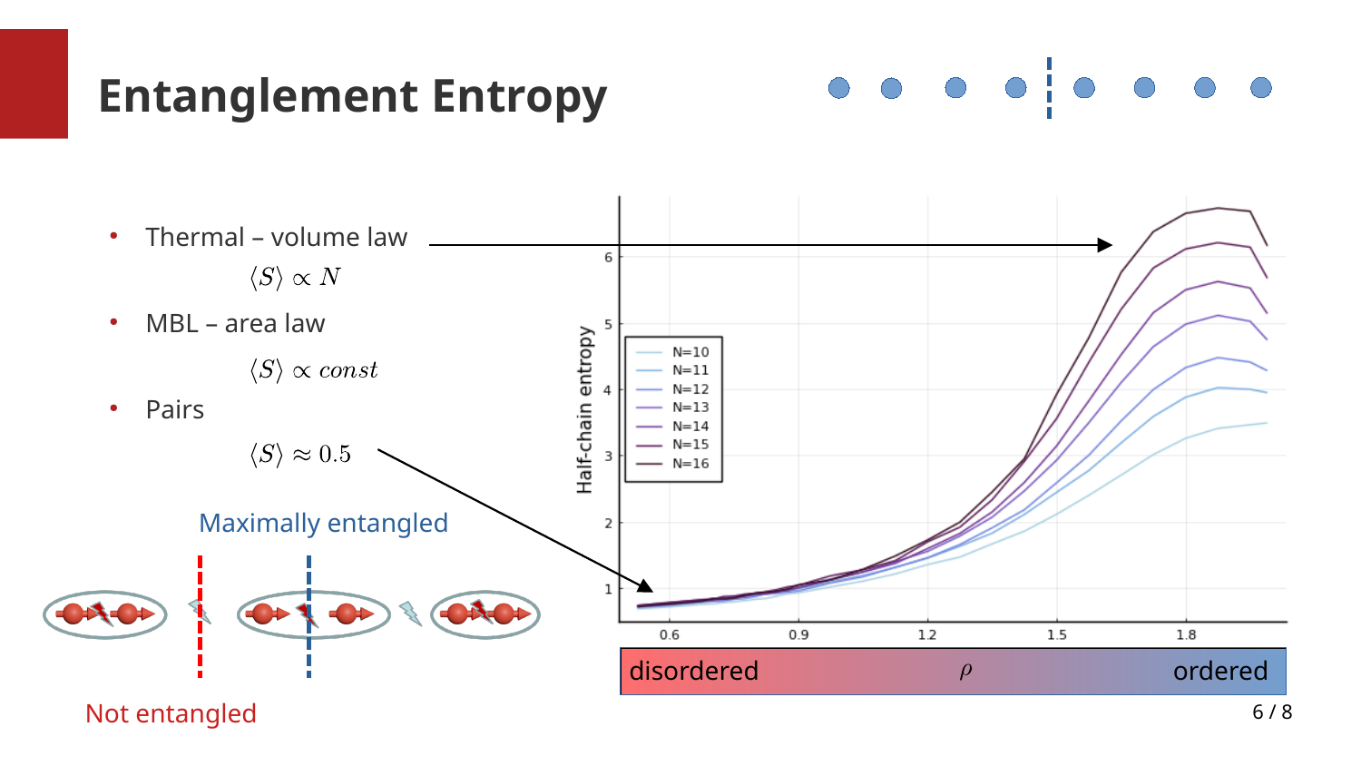# Entanglement Entropy

- Thermal – volume law

  $$\langle S \rangle \propto N$$

- MBL – area law

  $$\langle S \rangle \propto const$$

- Pairs

  $$\langle S \rangle \approx 0.5$$

Maximally entangled

Not entangled

Half-chain entropy

N=10, N=11, N=12, N=13, N=14, N=15, N=16

disordered $\rho$ ordered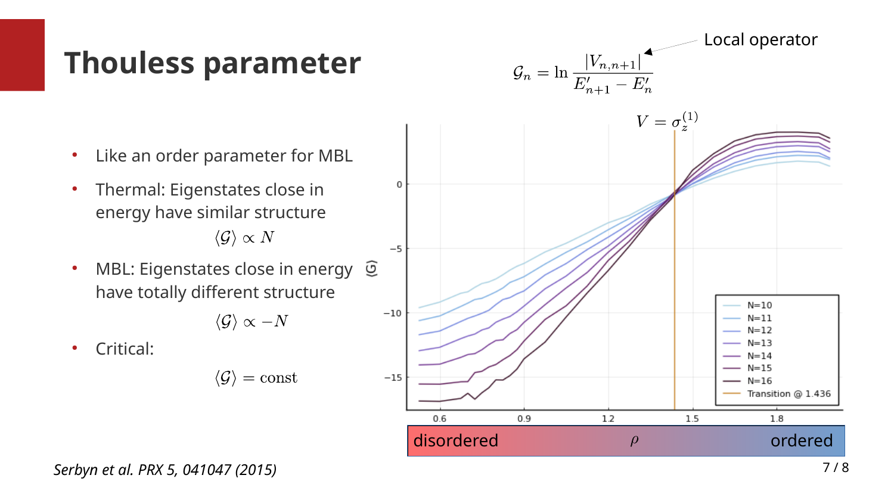# Thouless parameter

$$\mathcal{G}_n = \ln \frac{|V_{n,n+1}|}{E'_{n+1} - E'_n}$$

Local operator

- Like an order parameter for MBL
- Thermal: Eigenstates close in energy have similar structure

$$\langle \mathcal{G} \rangle \propto N$$

- MBL: Eigenstates close in energy have totally different structure

$$\langle \mathcal{G} \rangle \propto -N$$

- Critical:

$$\langle \mathcal{G} \rangle = \text{const}$$

$V = \sigma_z^{(1)}$

Legend: N=10, N=11, N=12, N=13, N=14, N=15, N=16, Transition @ 1.436

Axes: $\langle \mathcal{G} \rangle$ (0, −5, −10, −15); $\rho$ (0.6, 0.9, 1.2, 1.5, 1.8)

disordered — $\rho$ — ordered

*Serbyn et al. PRX 5, 041047 (2015)*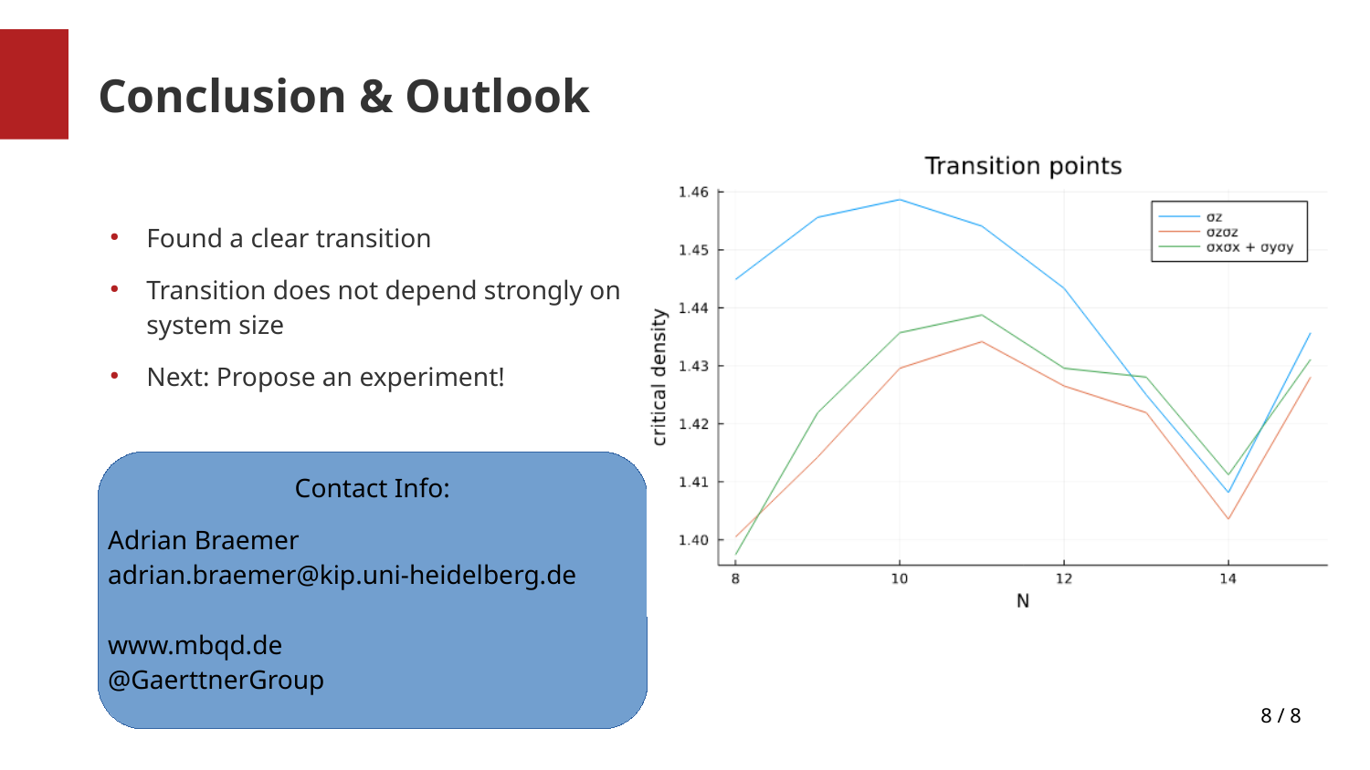# Conclusion & Outlook

- Found a clear transition
- Transition does not depend strongly on system size
- Next: Propose an experiment!

Contact Info:

Adrian Braemer
adrian.braemer@kip.uni-heidelberg.de

www.mbqd.de
@GaerttnerGroup

Transition points

critical density

1.46
1.45
1.44
1.43
1.42
1.41
1.40

N

8
10
12
14

$\sigma z$
$\sigma z \sigma z$
$\sigma x \sigma x + \sigma y \sigma y$